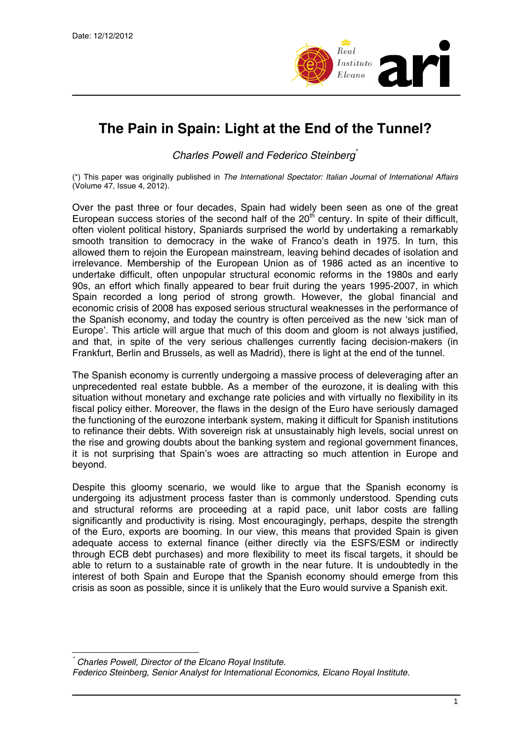Date: 12/12/2012

# The Pain in Spain: Light at the End of the Tunnel?

*Charles Powell and Federico Steinberg*[*]

(*) This paper was originally published in *The International Spectator: Italian Journal of International Affairs* (Volume 47, Issue 4, 2012).

Over the past three or four decades, Spain had widely been seen as one of the great European success stories of the second half of the 20th century. In spite of their difficult, often violent political history, Spaniards surprised the world by undertaking a remarkably smooth transition to democracy in the wake of Franco's death in 1975. In turn, this allowed them to rejoin the European mainstream, leaving behind decades of isolation and irrelevance. Membership of the European Union as of 1986 acted as an incentive to undertake difficult, often unpopular structural economic reforms in the 1980s and early 90s, an effort which finally appeared to bear fruit during the years 1995-2007, in which Spain recorded a long period of strong growth. However, the global financial and economic crisis of 2008 has exposed serious structural weaknesses in the performance of the Spanish economy, and today the country is often perceived as the new 'sick man of Europe'. This article will argue that much of this doom and gloom is not always justified, and that, in spite of the very serious challenges currently facing decision-makers (in Frankfurt, Berlin and Brussels, as well as Madrid), there is light at the end of the tunnel.

The Spanish economy is currently undergoing a massive process of deleveraging after an unprecedented real estate bubble. As a member of the eurozone, it is dealing with this situation without monetary and exchange rate policies and with virtually no flexibility in its fiscal policy either. Moreover, the flaws in the design of the Euro have seriously damaged the functioning of the eurozone interbank system, making it difficult for Spanish institutions to refinance their debts. With sovereign risk at unsustainably high levels, social unrest on the rise and growing doubts about the banking system and regional government finances, it is not surprising that Spain's woes are attracting so much attention in Europe and beyond.

Despite this gloomy scenario, we would like to argue that the Spanish economy is undergoing its adjustment process faster than is commonly understood. Spending cuts and structural reforms are proceeding at a rapid pace, unit labor costs are falling significantly and productivity is rising. Most encouragingly, perhaps, despite the strength of the Euro, exports are booming. In our view, this means that provided Spain is given adequate access to external finance (either directly via the ESFS/ESM or indirectly through ECB debt purchases) and more flexibility to meet its fiscal targets, it should be able to return to a sustainable rate of growth in the near future. It is undoubtedly in the interest of both Spain and Europe that the Spanish economy should emerge from this crisis as soon as possible, since it is unlikely that the Euro would survive a Spanish exit.

---

[*] *Charles Powell, Director of the Elcano Royal Institute.*
*Federico Steinberg, Senior Analyst for International Economics, Elcano Royal Institute.*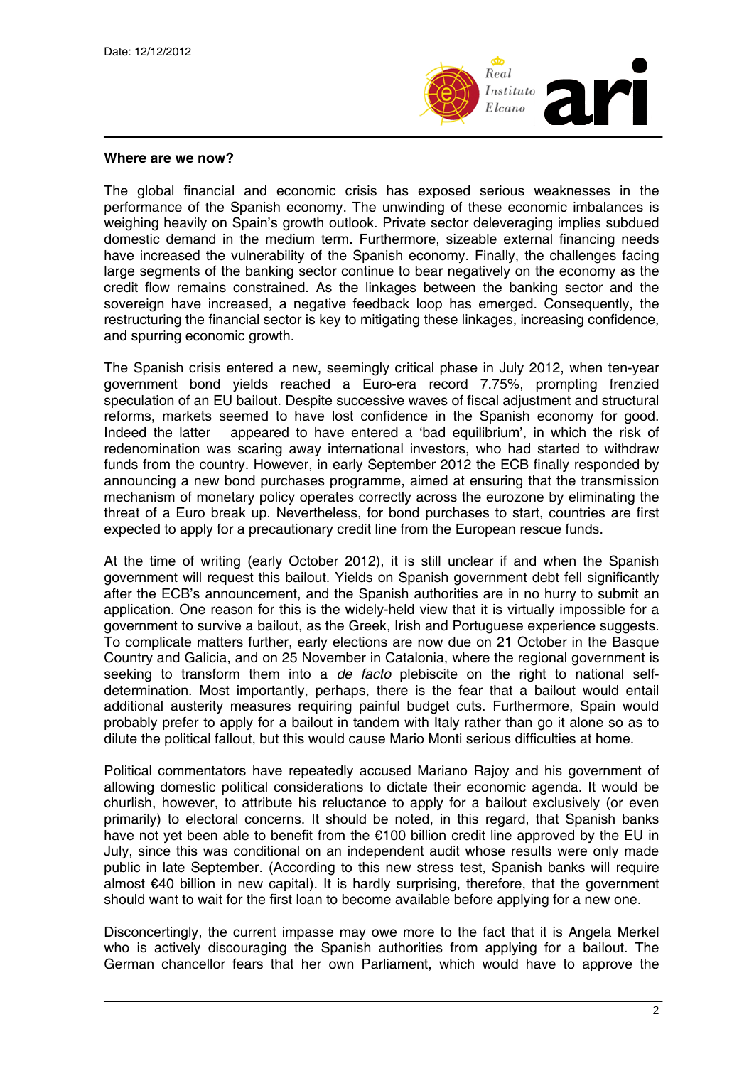**Where are we now?**

The global financial and economic crisis has exposed serious weaknesses in the performance of the Spanish economy. The unwinding of these economic imbalances is weighing heavily on Spain's growth outlook. Private sector deleveraging implies subdued domestic demand in the medium term. Furthermore, sizeable external financing needs have increased the vulnerability of the Spanish economy. Finally, the challenges facing large segments of the banking sector continue to bear negatively on the economy as the credit flow remains constrained. As the linkages between the banking sector and the sovereign have increased, a negative feedback loop has emerged. Consequently, the restructuring the financial sector is key to mitigating these linkages, increasing confidence, and spurring economic growth.

The Spanish crisis entered a new, seemingly critical phase in July 2012, when ten-year government bond yields reached a Euro-era record 7.75%, prompting frenzied speculation of an EU bailout. Despite successive waves of fiscal adjustment and structural reforms, markets seemed to have lost confidence in the Spanish economy for good. Indeed the latter appeared to have entered a 'bad equilibrium', in which the risk of redenomination was scaring away international investors, who had started to withdraw funds from the country. However, in early September 2012 the ECB finally responded by announcing a new bond purchases programme, aimed at ensuring that the transmission mechanism of monetary policy operates correctly across the eurozone by eliminating the threat of a Euro break up. Nevertheless, for bond purchases to start, countries are first expected to apply for a precautionary credit line from the European rescue funds.

At the time of writing (early October 2012), it is still unclear if and when the Spanish government will request this bailout. Yields on Spanish government debt fell significantly after the ECB's announcement, and the Spanish authorities are in no hurry to submit an application. One reason for this is the widely-held view that it is virtually impossible for a government to survive a bailout, as the Greek, Irish and Portuguese experience suggests. To complicate matters further, early elections are now due on 21 October in the Basque Country and Galicia, and on 25 November in Catalonia, where the regional government is seeking to transform them into a *de facto* plebiscite on the right to national self-determination. Most importantly, perhaps, there is the fear that a bailout would entail additional austerity measures requiring painful budget cuts. Furthermore, Spain would probably prefer to apply for a bailout in tandem with Italy rather than go it alone so as to dilute the political fallout, but this would cause Mario Monti serious difficulties at home.

Political commentators have repeatedly accused Mariano Rajoy and his government of allowing domestic political considerations to dictate their economic agenda. It would be churlish, however, to attribute his reluctance to apply for a bailout exclusively (or even primarily) to electoral concerns. It should be noted, in this regard, that Spanish banks have not yet been able to benefit from the €100 billion credit line approved by the EU in July, since this was conditional on an independent audit whose results were only made public in late September. (According to this new stress test, Spanish banks will require almost €40 billion in new capital). It is hardly surprising, therefore, that the government should want to wait for the first loan to become available before applying for a new one.

Disconcertingly, the current impasse may owe more to the fact that it is Angela Merkel who is actively discouraging the Spanish authorities from applying for a bailout. The German chancellor fears that her own Parliament, which would have to approve the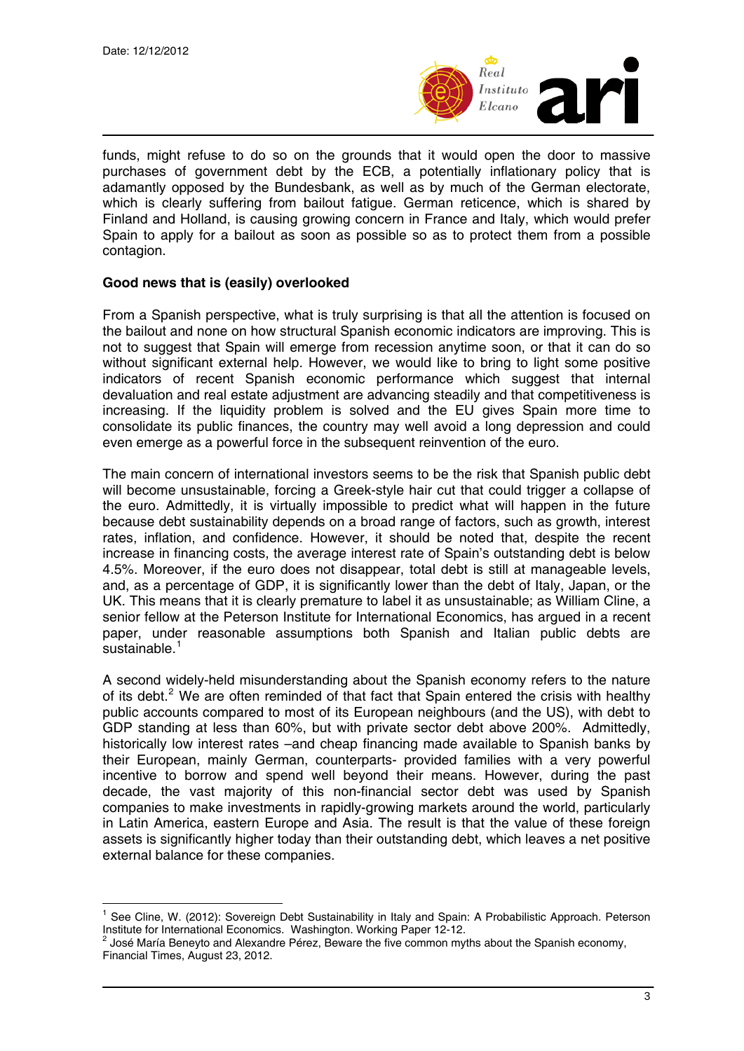funds, might refuse to do so on the grounds that it would open the door to massive purchases of government debt by the ECB, a potentially inflationary policy that is adamantly opposed by the Bundesbank, as well as by much of the German electorate, which is clearly suffering from bailout fatigue. German reticence, which is shared by Finland and Holland, is causing growing concern in France and Italy, which would prefer Spain to apply for a bailout as soon as possible so as to protect them from a possible contagion.

**Good news that is (easily) overlooked**

From a Spanish perspective, what is truly surprising is that all the attention is focused on the bailout and none on how structural Spanish economic indicators are improving. This is not to suggest that Spain will emerge from recession anytime soon, or that it can do so without significant external help. However, we would like to bring to light some positive indicators of recent Spanish economic performance which suggest that internal devaluation and real estate adjustment are advancing steadily and that competitiveness is increasing. If the liquidity problem is solved and the EU gives Spain more time to consolidate its public finances, the country may well avoid a long depression and could even emerge as a powerful force in the subsequent reinvention of the euro.

The main concern of international investors seems to be the risk that Spanish public debt will become unsustainable, forcing a Greek-style hair cut that could trigger a collapse of the euro. Admittedly, it is virtually impossible to predict what will happen in the future because debt sustainability depends on a broad range of factors, such as growth, interest rates, inflation, and confidence. However, it should be noted that, despite the recent increase in financing costs, the average interest rate of Spain's outstanding debt is below 4.5%. Moreover, if the euro does not disappear, total debt is still at manageable levels, and, as a percentage of GDP, it is significantly lower than the debt of Italy, Japan, or the UK. This means that it is clearly premature to label it as unsustainable; as William Cline, a senior fellow at the Peterson Institute for International Economics, has argued in a recent paper, under reasonable assumptions both Spanish and Italian public debts are sustainable.[1]

A second widely-held misunderstanding about the Spanish economy refers to the nature of its debt.[2] We are often reminded of that fact that Spain entered the crisis with healthy public accounts compared to most of its European neighbours (and the US), with debt to GDP standing at less than 60%, but with private sector debt above 200%. Admittedly, historically low interest rates –and cheap financing made available to Spanish banks by their European, mainly German, counterparts- provided families with a very powerful incentive to borrow and spend well beyond their means. However, during the past decade, the vast majority of this non-financial sector debt was used by Spanish companies to make investments in rapidly-growing markets around the world, particularly in Latin America, eastern Europe and Asia. The result is that the value of these foreign assets is significantly higher today than their outstanding debt, which leaves a net positive external balance for these companies.

---

[1] See Cline, W. (2012): Sovereign Debt Sustainability in Italy and Spain: A Probabilistic Approach. Peterson Institute for International Economics. Washington. Working Paper 12-12.

[2] José María Beneyto and Alexandre Pérez, Beware the five common myths about the Spanish economy, Financial Times, August 23, 2012.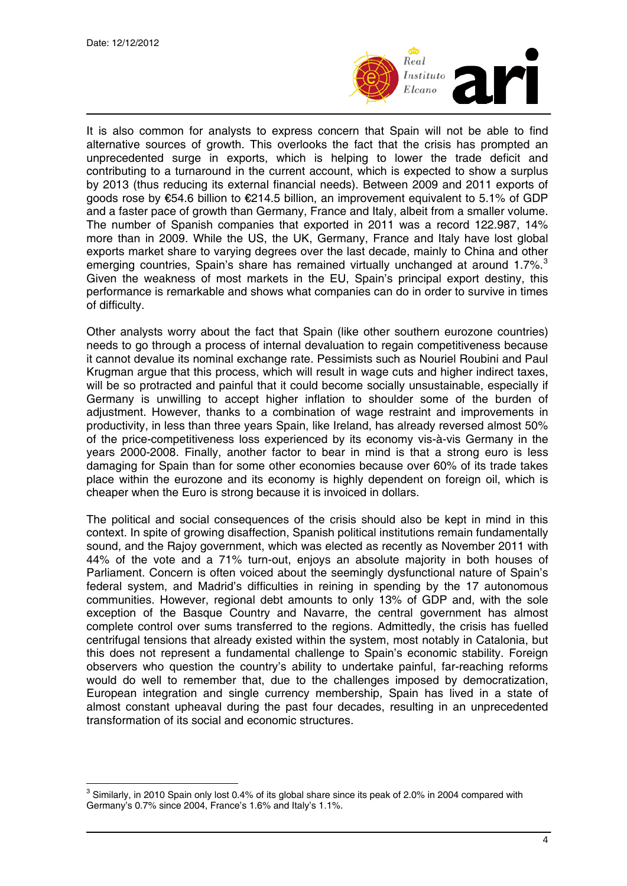It is also common for analysts to express concern that Spain will not be able to find alternative sources of growth. This overlooks the fact that the crisis has prompted an unprecedented surge in exports, which is helping to lower the trade deficit and contributing to a turnaround in the current account, which is expected to show a surplus by 2013 (thus reducing its external financial needs). Between 2009 and 2011 exports of goods rose by €54.6 billion to €214.5 billion, an improvement equivalent to 5.1% of GDP and a faster pace of growth than Germany, France and Italy, albeit from a smaller volume. The number of Spanish companies that exported in 2011 was a record 122.987, 14% more than in 2009. While the US, the UK, Germany, France and Italy have lost global exports market share to varying degrees over the last decade, mainly to China and other emerging countries, Spain's share has remained virtually unchanged at around 1.7%.[3] Given the weakness of most markets in the EU, Spain's principal export destiny, this performance is remarkable and shows what companies can do in order to survive in times of difficulty.

Other analysts worry about the fact that Spain (like other southern eurozone countries) needs to go through a process of internal devaluation to regain competitiveness because it cannot devalue its nominal exchange rate. Pessimists such as Nouriel Roubini and Paul Krugman argue that this process, which will result in wage cuts and higher indirect taxes, will be so protracted and painful that it could become socially unsustainable, especially if Germany is unwilling to accept higher inflation to shoulder some of the burden of adjustment. However, thanks to a combination of wage restraint and improvements in productivity, in less than three years Spain, like Ireland, has already reversed almost 50% of the price-competitiveness loss experienced by its economy vis-à-vis Germany in the years 2000-2008. Finally, another factor to bear in mind is that a strong euro is less damaging for Spain than for some other economies because over 60% of its trade takes place within the eurozone and its economy is highly dependent on foreign oil, which is cheaper when the Euro is strong because it is invoiced in dollars.

The political and social consequences of the crisis should also be kept in mind in this context. In spite of growing disaffection, Spanish political institutions remain fundamentally sound, and the Rajoy government, which was elected as recently as November 2011 with 44% of the vote and a 71% turn-out, enjoys an absolute majority in both houses of Parliament. Concern is often voiced about the seemingly dysfunctional nature of Spain's federal system, and Madrid's difficulties in reining in spending by the 17 autonomous communities. However, regional debt amounts to only 13% of GDP and, with the sole exception of the Basque Country and Navarre, the central government has almost complete control over sums transferred to the regions. Admittedly, the crisis has fuelled centrifugal tensions that already existed within the system, most notably in Catalonia, but this does not represent a fundamental challenge to Spain's economic stability. Foreign observers who question the country's ability to undertake painful, far-reaching reforms would do well to remember that, due to the challenges imposed by democratization, European integration and single currency membership, Spain has lived in a state of almost constant upheaval during the past four decades, resulting in an unprecedented transformation of its social and economic structures.

---

[3] Similarly, in 2010 Spain only lost 0.4% of its global share since its peak of 2.0% in 2004 compared with Germany's 0.7% since 2004, France's 1.6% and Italy's 1.1%.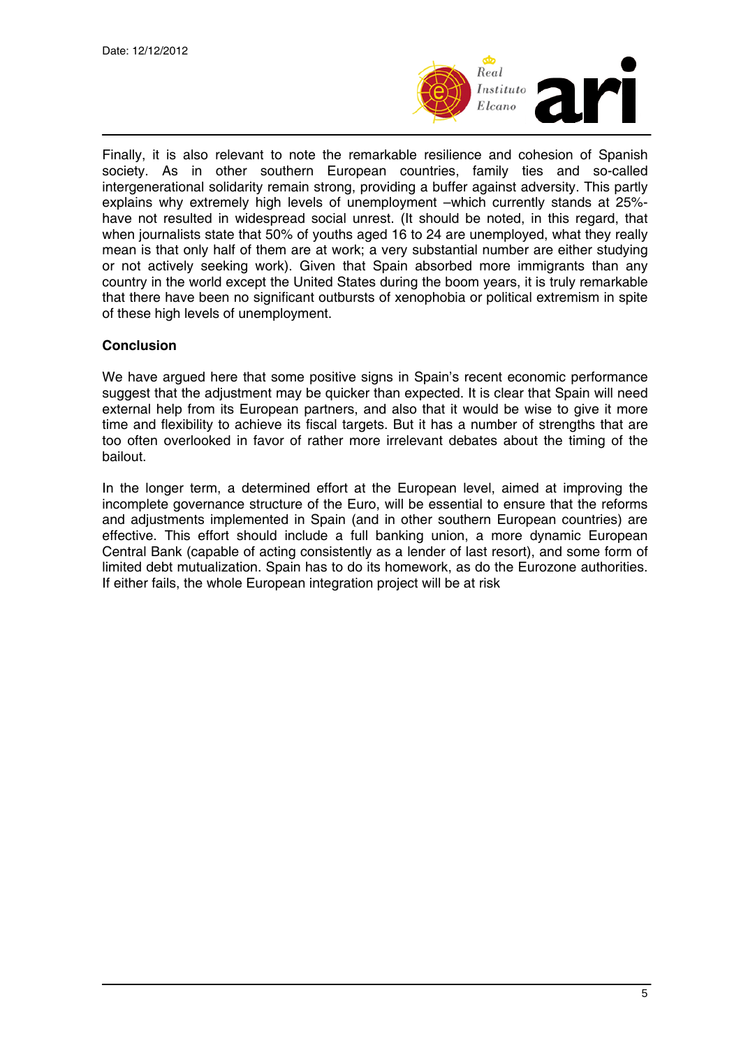Finally, it is also relevant to note the remarkable resilience and cohesion of Spanish society. As in other southern European countries, family ties and so-called intergenerational solidarity remain strong, providing a buffer against adversity. This partly explains why extremely high levels of unemployment –which currently stands at 25%- have not resulted in widespread social unrest. (It should be noted, in this regard, that when journalists state that 50% of youths aged 16 to 24 are unemployed, what they really mean is that only half of them are at work; a very substantial number are either studying or not actively seeking work). Given that Spain absorbed more immigrants than any country in the world except the United States during the boom years, it is truly remarkable that there have been no significant outbursts of xenophobia or political extremism in spite of these high levels of unemployment.

**Conclusion**

We have argued here that some positive signs in Spain's recent economic performance suggest that the adjustment may be quicker than expected. It is clear that Spain will need external help from its European partners, and also that it would be wise to give it more time and flexibility to achieve its fiscal targets. But it has a number of strengths that are too often overlooked in favor of rather more irrelevant debates about the timing of the bailout.

In the longer term, a determined effort at the European level, aimed at improving the incomplete governance structure of the Euro, will be essential to ensure that the reforms and adjustments implemented in Spain (and in other southern European countries) are effective. This effort should include a full banking union, a more dynamic European Central Bank (capable of acting consistently as a lender of last resort), and some form of limited debt mutualization. Spain has to do its homework, as do the Eurozone authorities. If either fails, the whole European integration project will be at risk